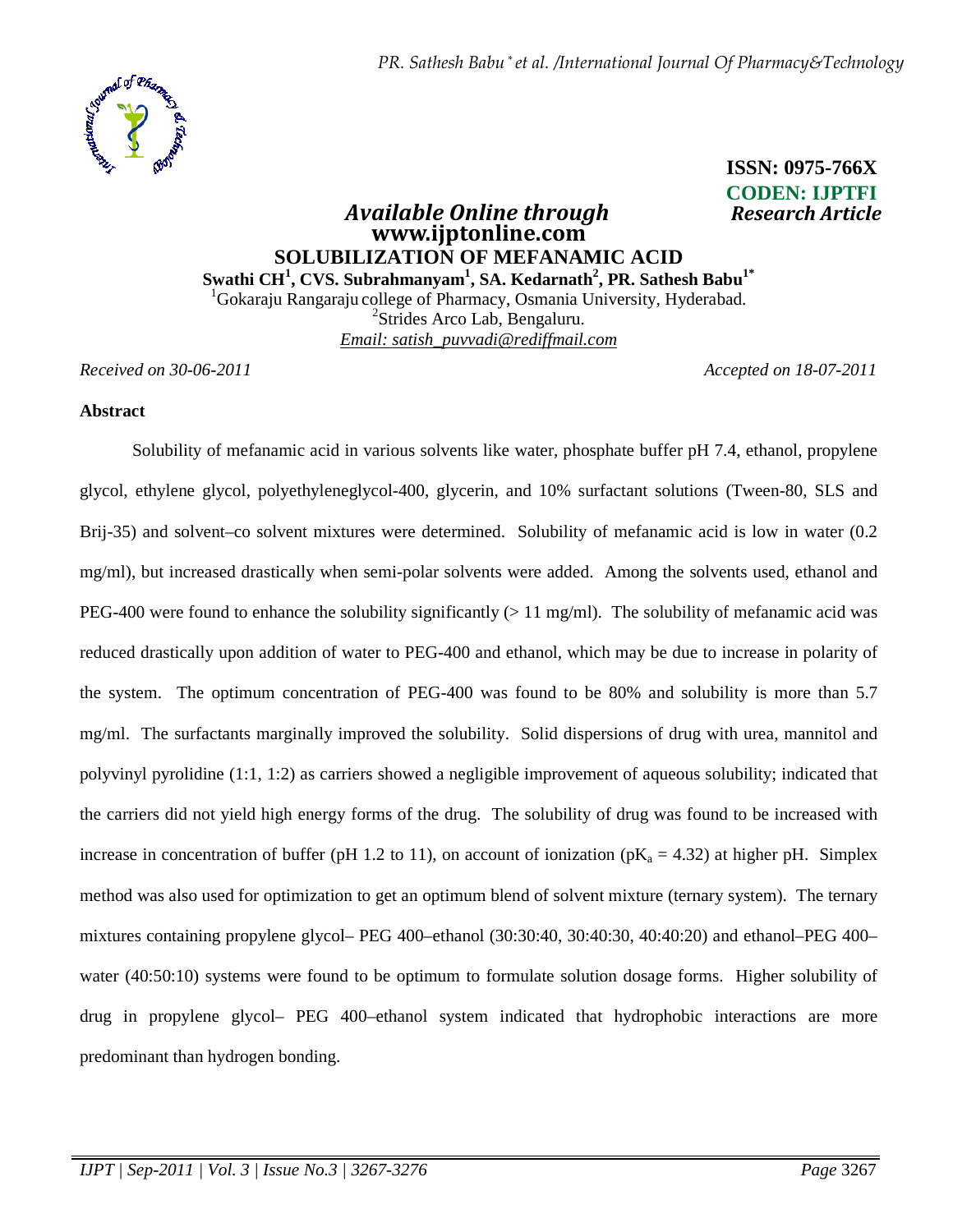ISSN: 0975-766X
CODEN: IJPTFI

*Available Online through* *Research Article*
**www.ijptonline.com**

# SOLUBILIZATION OF MEFANAMIC ACID

**Swathi CH[1], CVS. Subrahmanyam[1], SA. Kedarnath[2], PR. Sathesh Babu[1*]**

[1]Gokaraju Rangaraju college of Pharmacy, Osmania University, Hyderabad.
[2]Strides Arco Lab, Bengaluru.
*Email: satish_puvvadi@rediffmail.com*

*Received on 30-06-2011* *Accepted on 18-07-2011*

## Abstract

Solubility of mefanamic acid in various solvents like water, phosphate buffer pH 7.4, ethanol, propylene glycol, ethylene glycol, polyethyleneglycol-400, glycerin, and 10% surfactant solutions (Tween-80, SLS and Brij-35) and solvent–co solvent mixtures were determined. Solubility of mefanamic acid is low in water (0.2 mg/ml), but increased drastically when semi-polar solvents were added. Among the solvents used, ethanol and PEG-400 were found to enhance the solubility significantly (> 11 mg/ml). The solubility of mefanamic acid was reduced drastically upon addition of water to PEG-400 and ethanol, which may be due to increase in polarity of the system. The optimum concentration of PEG-400 was found to be 80% and solubility is more than 5.7 mg/ml. The surfactants marginally improved the solubility. Solid dispersions of drug with urea, mannitol and polyvinyl pyrolidine (1:1, 1:2) as carriers showed a negligible improvement of aqueous solubility; indicated that the carriers did not yield high energy forms of the drug. The solubility of drug was found to be increased with increase in concentration of buffer (pH 1.2 to 11), on account of ionization ($pK_a = 4.32$) at higher pH. Simplex method was also used for optimization to get an optimum blend of solvent mixture (ternary system). The ternary mixtures containing propylene glycol– PEG 400–ethanol (30:30:40, 30:40:30, 40:40:20) and ethanol–PEG 400–water (40:50:10) systems were found to be optimum to formulate solution dosage forms. Higher solubility of drug in propylene glycol– PEG 400–ethanol system indicated that hydrophobic interactions are more predominant than hydrogen bonding.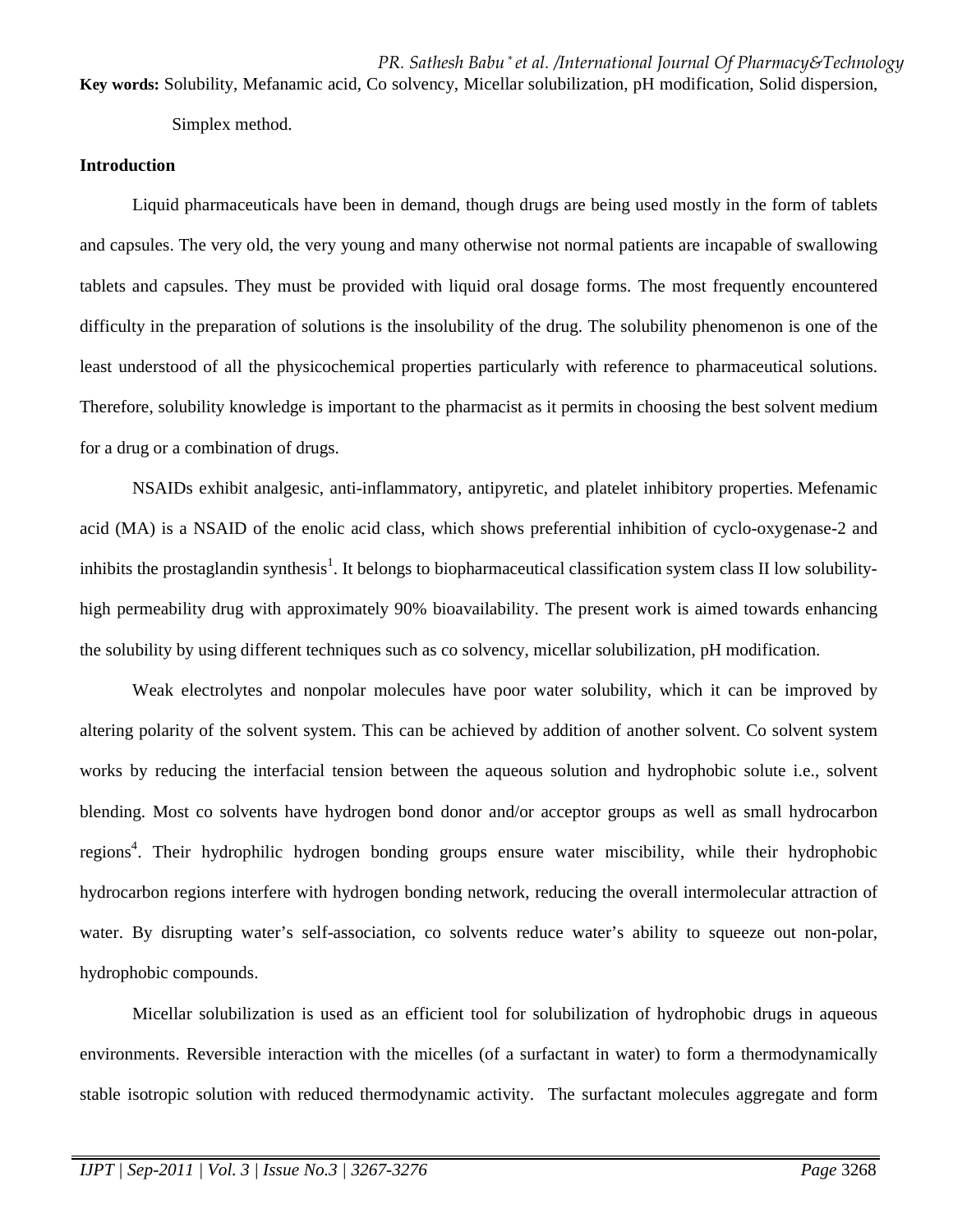**Key words:** Solubility, Mefanamic acid, Co solvency, Micellar solubilization, pH modification, Solid dispersion, Simplex method.

## Introduction

Liquid pharmaceuticals have been in demand, though drugs are being used mostly in the form of tablets and capsules. The very old, the very young and many otherwise not normal patients are incapable of swallowing tablets and capsules. They must be provided with liquid oral dosage forms. The most frequently encountered difficulty in the preparation of solutions is the insolubility of the drug. The solubility phenomenon is one of the least understood of all the physicochemical properties particularly with reference to pharmaceutical solutions. Therefore, solubility knowledge is important to the pharmacist as it permits in choosing the best solvent medium for a drug or a combination of drugs.

NSAIDs exhibit analgesic, anti-inflammatory, antipyretic, and platelet inhibitory properties. Mefenamic acid (MA) is a NSAID of the enolic acid class, which shows preferential inhibition of cyclo-oxygenase-2 and inhibits the prostaglandin synthesis[1]. It belongs to biopharmaceutical classification system class II low solubility-high permeability drug with approximately 90% bioavailability. The present work is aimed towards enhancing the solubility by using different techniques such as co solvency, micellar solubilization, pH modification.

Weak electrolytes and nonpolar molecules have poor water solubility, which it can be improved by altering polarity of the solvent system. This can be achieved by addition of another solvent. Co solvent system works by reducing the interfacial tension between the aqueous solution and hydrophobic solute i.e., solvent blending. Most co solvents have hydrogen bond donor and/or acceptor groups as well as small hydrocarbon regions[4]. Their hydrophilic hydrogen bonding groups ensure water miscibility, while their hydrophobic hydrocarbon regions interfere with hydrogen bonding network, reducing the overall intermolecular attraction of water. By disrupting water's self-association, co solvents reduce water's ability to squeeze out non-polar, hydrophobic compounds.

Micellar solubilization is used as an efficient tool for solubilization of hydrophobic drugs in aqueous environments. Reversible interaction with the micelles (of a surfactant in water) to form a thermodynamically stable isotropic solution with reduced thermodynamic activity. The surfactant molecules aggregate and form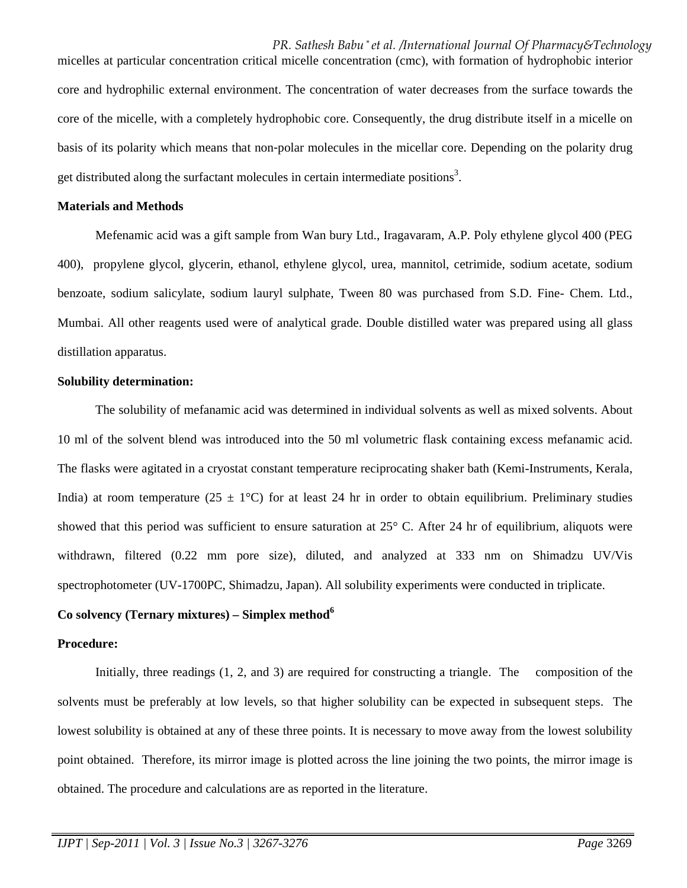micelles at particular concentration critical micelle concentration (cmc), with formation of hydrophobic interior core and hydrophilic external environment. The concentration of water decreases from the surface towards the core of the micelle, with a completely hydrophobic core. Consequently, the drug distribute itself in a micelle on basis of its polarity which means that non-polar molecules in the micellar core. Depending on the polarity drug get distributed along the surfactant molecules in certain intermediate positions[3].

**Materials and Methods**

Mefenamic acid was a gift sample from Wan bury Ltd., Iragavaram, A.P. Poly ethylene glycol 400 (PEG 400), propylene glycol, glycerin, ethanol, ethylene glycol, urea, mannitol, cetrimide, sodium acetate, sodium benzoate, sodium salicylate, sodium lauryl sulphate, Tween 80 was purchased from S.D. Fine- Chem. Ltd., Mumbai. All other reagents used were of analytical grade. Double distilled water was prepared using all glass distillation apparatus.

**Solubility determination:**

The solubility of mefanamic acid was determined in individual solvents as well as mixed solvents. About 10 ml of the solvent blend was introduced into the 50 ml volumetric flask containing excess mefanamic acid. The flasks were agitated in a cryostat constant temperature reciprocating shaker bath (Kemi-Instruments, Kerala, India) at room temperature (25 ± 1°C) for at least 24 hr in order to obtain equilibrium. Preliminary studies showed that this period was sufficient to ensure saturation at 25° C. After 24 hr of equilibrium, aliquots were withdrawn, filtered (0.22 mm pore size), diluted, and analyzed at 333 nm on Shimadzu UV/Vis spectrophotometer (UV-1700PC, Shimadzu, Japan). All solubility experiments were conducted in triplicate.

**Co solvency (Ternary mixtures) – Simplex method[6]**

**Procedure:**

Initially, three readings (1, 2, and 3) are required for constructing a triangle. The composition of the solvents must be preferably at low levels, so that higher solubility can be expected in subsequent steps. The lowest solubility is obtained at any of these three points. It is necessary to move away from the lowest solubility point obtained. Therefore, its mirror image is plotted across the line joining the two points, the mirror image is obtained. The procedure and calculations are as reported in the literature.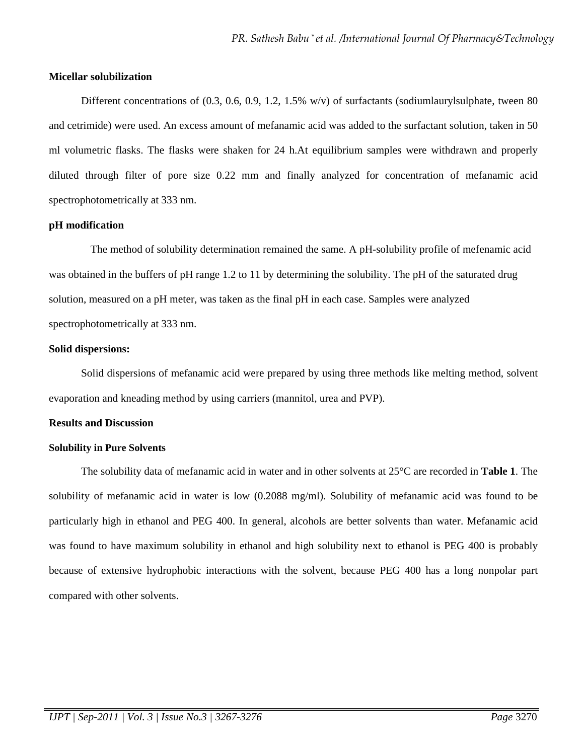**Micellar solubilization**

Different concentrations of (0.3, 0.6, 0.9, 1.2, 1.5% w/v) of surfactants (sodiumlaurylsulphate, tween 80 and cetrimide) were used. An excess amount of mefanamic acid was added to the surfactant solution, taken in 50 ml volumetric flasks. The flasks were shaken for 24 h.At equilibrium samples were withdrawn and properly diluted through filter of pore size 0.22 mm and finally analyzed for concentration of mefanamic acid spectrophotometrically at 333 nm.

**pH modification**

The method of solubility determination remained the same. A pH-solubility profile of mefenamic acid was obtained in the buffers of pH range 1.2 to 11 by determining the solubility. The pH of the saturated drug solution, measured on a pH meter, was taken as the final pH in each case. Samples were analyzed spectrophotometrically at 333 nm.

**Solid dispersions:**

Solid dispersions of mefanamic acid were prepared by using three methods like melting method, solvent evaporation and kneading method by using carriers (mannitol, urea and PVP).

**Results and Discussion**

**Solubility in Pure Solvents**

The solubility data of mefanamic acid in water and in other solvents at 25°C are recorded in **Table 1**. The solubility of mefanamic acid in water is low (0.2088 mg/ml). Solubility of mefanamic acid was found to be particularly high in ethanol and PEG 400. In general, alcohols are better solvents than water. Mefanamic acid was found to have maximum solubility in ethanol and high solubility next to ethanol is PEG 400 is probably because of extensive hydrophobic interactions with the solvent, because PEG 400 has a long nonpolar part compared with other solvents.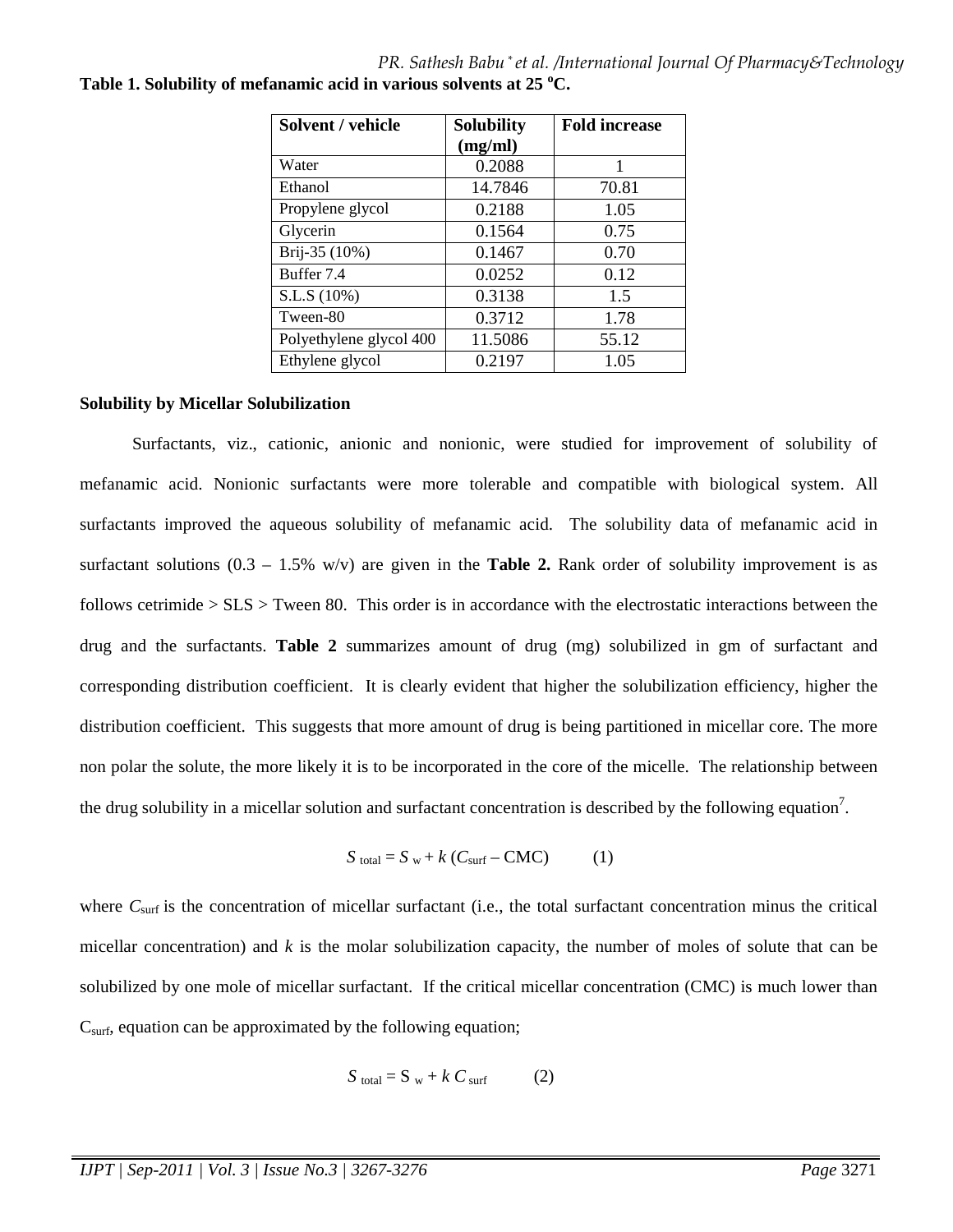**Table 1. Solubility of mefanamic acid in various solvents at 25 °C.**

| Solvent / vehicle | Solubility (mg/ml) | Fold increase |
|---|---|---|
| Water | 0.2088 | 1 |
| Ethanol | 14.7846 | 70.81 |
| Propylene glycol | 0.2188 | 1.05 |
| Glycerin | 0.1564 | 0.75 |
| Brij-35 (10%) | 0.1467 | 0.70 |
| Buffer 7.4 | 0.0252 | 0.12 |
| S.L.S (10%) | 0.3138 | 1.5 |
| Tween-80 | 0.3712 | 1.78 |
| Polyethylene glycol 400 | 11.5086 | 55.12 |
| Ethylene glycol | 0.2197 | 1.05 |

**Solubility by Micellar Solubilization**

Surfactants, viz., cationic, anionic and nonionic, were studied for improvement of solubility of mefanamic acid. Nonionic surfactants were more tolerable and compatible with biological system. All surfactants improved the aqueous solubility of mefanamic acid. The solubility data of mefanamic acid in surfactant solutions (0.3 – 1.5% w/v) are given in the **Table 2.** Rank order of solubility improvement is as follows cetrimide > SLS > Tween 80. This order is in accordance with the electrostatic interactions between the drug and the surfactants. **Table 2** summarizes amount of drug (mg) solubilized in gm of surfactant and corresponding distribution coefficient. It is clearly evident that higher the solubilization efficiency, higher the distribution coefficient. This suggests that more amount of drug is being partitioned in micellar core. The more non polar the solute, the more likely it is to be incorporated in the core of the micelle. The relationship between the drug solubility in a micellar solution and surfactant concentration is described by the following equation[7].

$$S_{total} = S_w + k\,(C_{surf} - \text{CMC}) \qquad (1)$$

where $C_{surf}$ is the concentration of micellar surfactant (i.e., the total surfactant concentration minus the critical micellar concentration) and $k$ is the molar solubilization capacity, the number of moles of solute that can be solubilized by one mole of micellar surfactant. If the critical micellar concentration (CMC) is much lower than $C_{surf}$, equation can be approximated by the following equation;

$$S_{total} = S_w + k\,C_{surf} \qquad (2)$$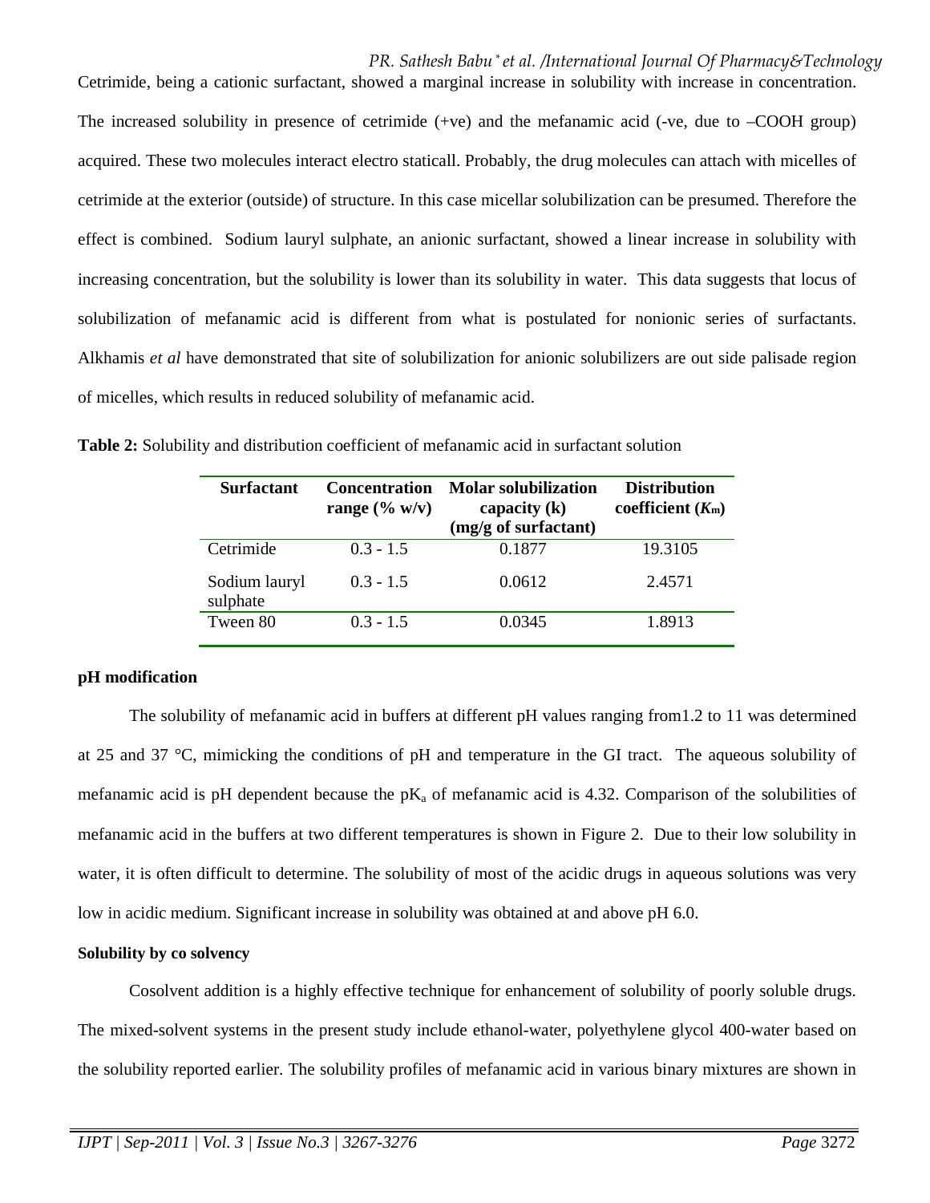Cetrimide, being a cationic surfactant, showed a marginal increase in solubility with increase in concentration. The increased solubility in presence of cetrimide (+ve) and the mefanamic acid (-ve, due to –COOH group) acquired. These two molecules interact electro staticall. Probably, the drug molecules can attach with micelles of cetrimide at the exterior (outside) of structure. In this case micellar solubilization can be presumed. Therefore the effect is combined. Sodium lauryl sulphate, an anionic surfactant, showed a linear increase in solubility with increasing concentration, but the solubility is lower than its solubility in water. This data suggests that locus of solubilization of mefanamic acid is different from what is postulated for nonionic series of surfactants. Alkhamis *et al* have demonstrated that site of solubilization for anionic solubilizers are out side palisade region of micelles, which results in reduced solubility of mefanamic acid.

**Table 2:** Solubility and distribution coefficient of mefanamic acid in surfactant solution

| Surfactant | Concentration range (% w/v) | Molar solubilization capacity (k) (mg/g of surfactant) | Distribution coefficient ($K_m$) |
|---|---|---|---|
| Cetrimide | 0.3 - 1.5 | 0.1877 | 19.3105 |
| Sodium lauryl sulphate | 0.3 - 1.5 | 0.0612 | 2.4571 |
| Tween 80 | 0.3 - 1.5 | 0.0345 | 1.8913 |

**pH modification**

The solubility of mefanamic acid in buffers at different pH values ranging from1.2 to 11 was determined at 25 and 37 °C, mimicking the conditions of pH and temperature in the GI tract. The aqueous solubility of mefanamic acid is pH dependent because the $pK_a$ of mefanamic acid is 4.32. Comparison of the solubilities of mefanamic acid in the buffers at two different temperatures is shown in Figure 2. Due to their low solubility in water, it is often difficult to determine. The solubility of most of the acidic drugs in aqueous solutions was very low in acidic medium. Significant increase in solubility was obtained at and above pH 6.0.

**Solubility by co solvency**

Cosolvent addition is a highly effective technique for enhancement of solubility of poorly soluble drugs. The mixed-solvent systems in the present study include ethanol-water, polyethylene glycol 400-water based on the solubility reported earlier. The solubility profiles of mefanamic acid in various binary mixtures are shown in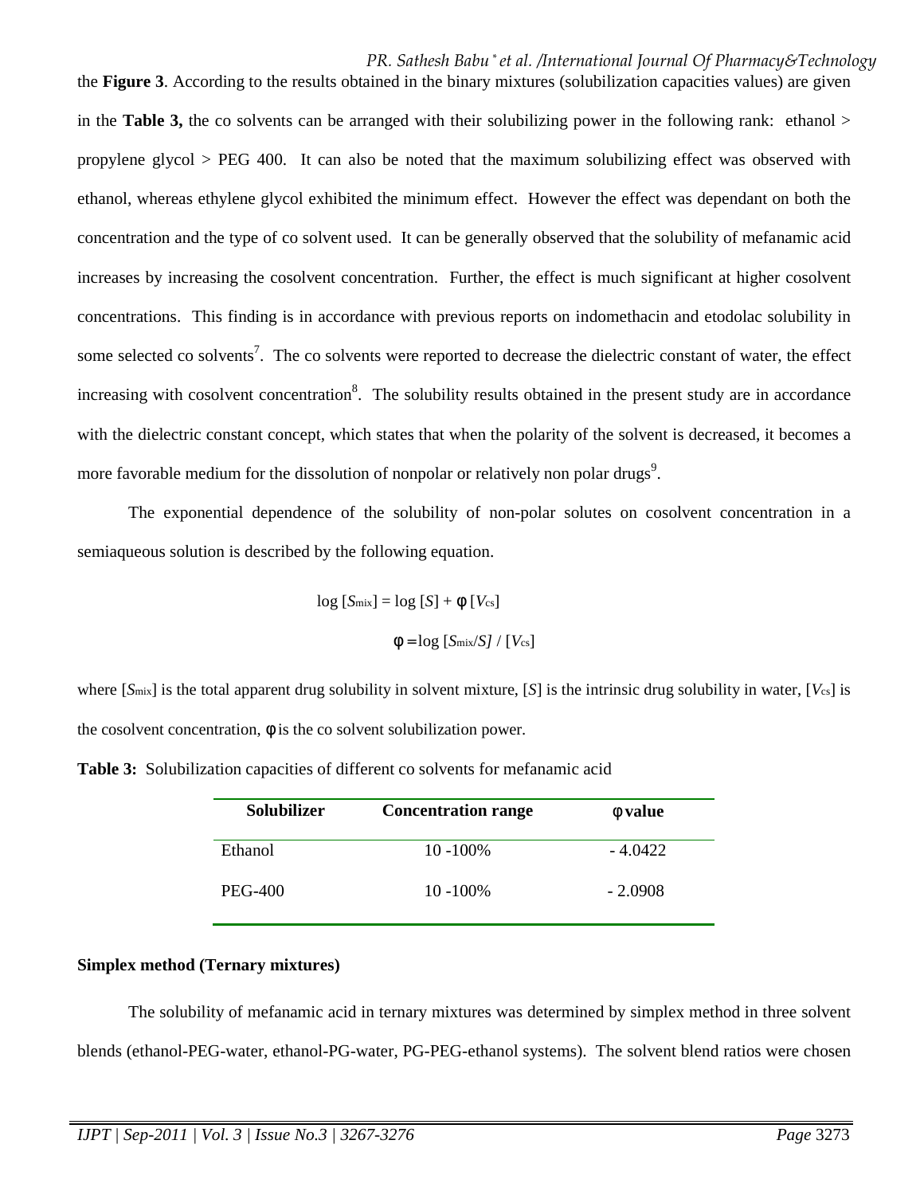the **Figure 3**. According to the results obtained in the binary mixtures (solubilization capacities values) are given in the **Table 3,** the co solvents can be arranged with their solubilizing power in the following rank: ethanol > propylene glycol > PEG 400. It can also be noted that the maximum solubilizing effect was observed with ethanol, whereas ethylene glycol exhibited the minimum effect. However the effect was dependant on both the concentration and the type of co solvent used. It can be generally observed that the solubility of mefanamic acid increases by increasing the cosolvent concentration. Further, the effect is much significant at higher cosolvent concentrations. This finding is in accordance with previous reports on indomethacin and etodolac solubility in some selected co solvents[7]. The co solvents were reported to decrease the dielectric constant of water, the effect increasing with cosolvent concentration[8]. The solubility results obtained in the present study are in accordance with the dielectric constant concept, which states that when the polarity of the solvent is decreased, it becomes a more favorable medium for the dissolution of nonpolar or relatively non polar drugs[9].

The exponential dependence of the solubility of non-polar solutes on cosolvent concentration in a semiaqueous solution is described by the following equation.

$$\log [S_{mix}] = \log [S] + \phi\, [V_{cs}]$$

$$\phi = \log [S_{mix}/S] \,/\, [V_{cs}]$$

where $[S_{mix}]$ is the total apparent drug solubility in solvent mixture, $[S]$ is the intrinsic drug solubility in water, $[V_{cs}]$ is the cosolvent concentration, $\phi$ is the co solvent solubilization power.

**Table 3:** Solubilization capacities of different co solvents for mefanamic acid

| Solubilizer | Concentration range | $\phi$ value |
|---|---|---|
| Ethanol | 10 -100% | - 4.0422 |
| PEG-400 | 10 -100% | - 2.0908 |

### Simplex method (Ternary mixtures)

The solubility of mefanamic acid in ternary mixtures was determined by simplex method in three solvent blends (ethanol-PEG-water, ethanol-PG-water, PG-PEG-ethanol systems). The solvent blend ratios were chosen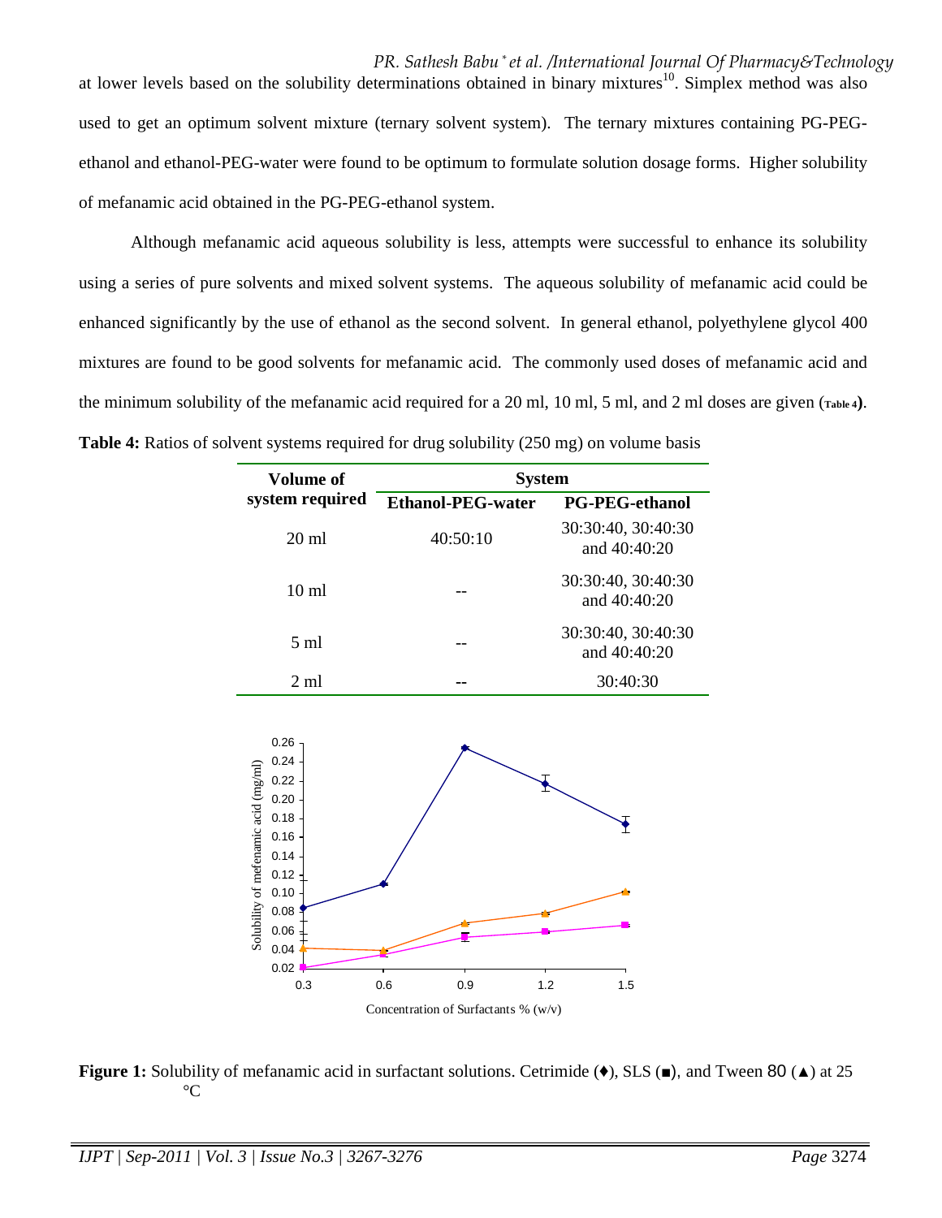at lower levels based on the solubility determinations obtained in binary mixtures[10]. Simplex method was also used to get an optimum solvent mixture (ternary solvent system). The ternary mixtures containing PG-PEG-ethanol and ethanol-PEG-water were found to be optimum to formulate solution dosage forms. Higher solubility of mefanamic acid obtained in the PG-PEG-ethanol system.

Although mefanamic acid aqueous solubility is less, attempts were successful to enhance its solubility using a series of pure solvents and mixed solvent systems. The aqueous solubility of mefanamic acid could be enhanced significantly by the use of ethanol as the second solvent. In general ethanol, polyethylene glycol 400 mixtures are found to be good solvents for mefanamic acid. The commonly used doses of mefanamic acid and the minimum solubility of the mefanamic acid required for a 20 ml, 10 ml, 5 ml, and 2 ml doses are given (Table 4).

**Table 4:** Ratios of solvent systems required for drug solubility (250 mg) on volume basis

| Volume of system required | System | |
|---|---|---|
| | **Ethanol-PEG-water** | **PG-PEG-ethanol** |
| 20 ml | 40:50:10 | 30:30:40, 30:40:30 and 40:40:20 |
| 10 ml | -- | 30:30:40, 30:40:30 and 40:40:20 |
| 5 ml | -- | 30:30:40, 30:40:30 and 40:40:20 |
| 2 ml | -- | 30:40:30 |

**Figure 1:** Solubility of mefanamic acid in surfactant solutions. Cetrimide (♦), SLS (■), and Tween 80 (▲) at 25 °C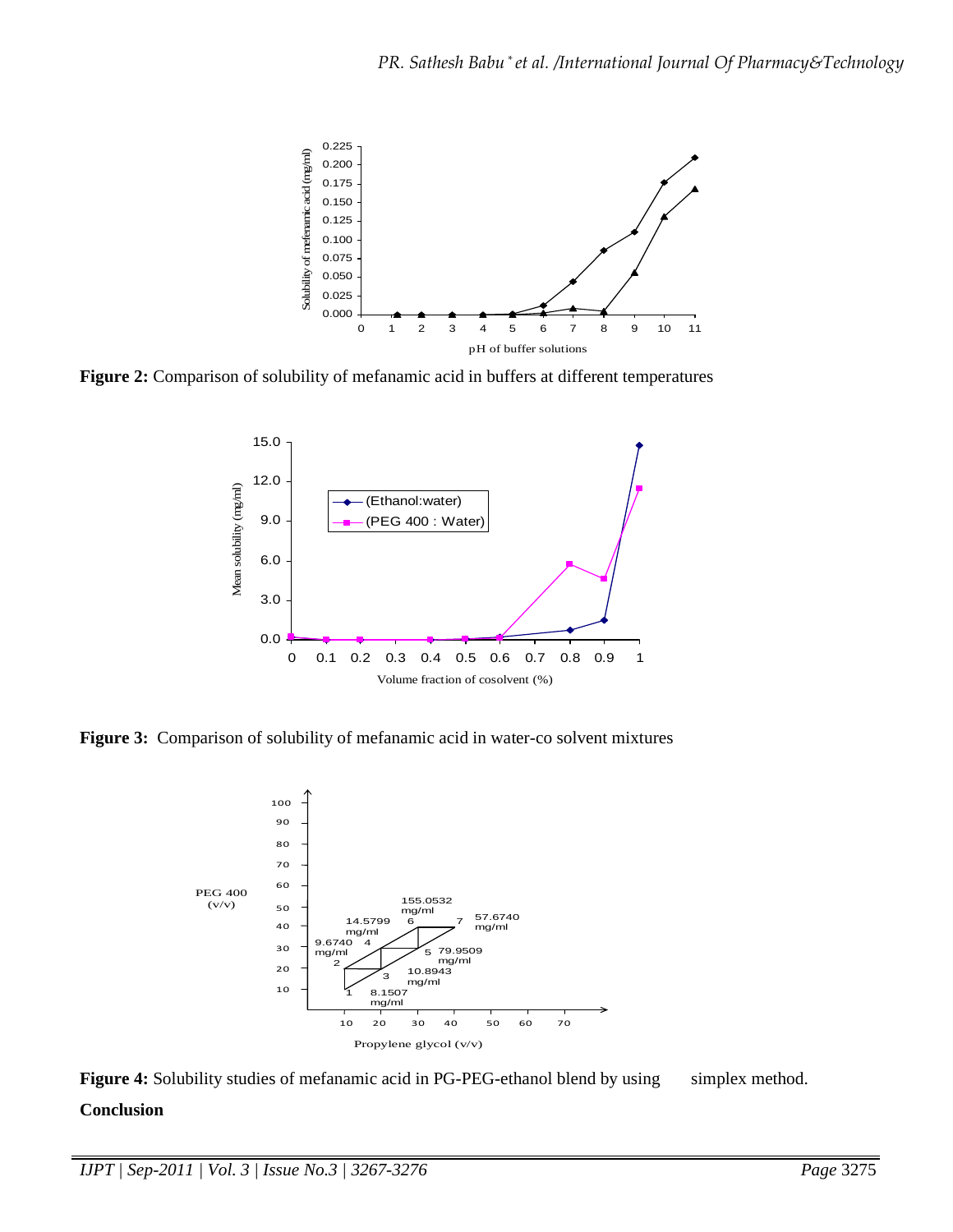**Figure 2:** Comparison of solubility of mefanamic acid in buffers at different temperatures

**Figure 3:** Comparison of solubility of mefanamic acid in water-co solvent mixtures

**Figure 4:** Solubility studies of mefanamic acid in PG-PEG-ethanol blend by using simplex method.

**Conclusion**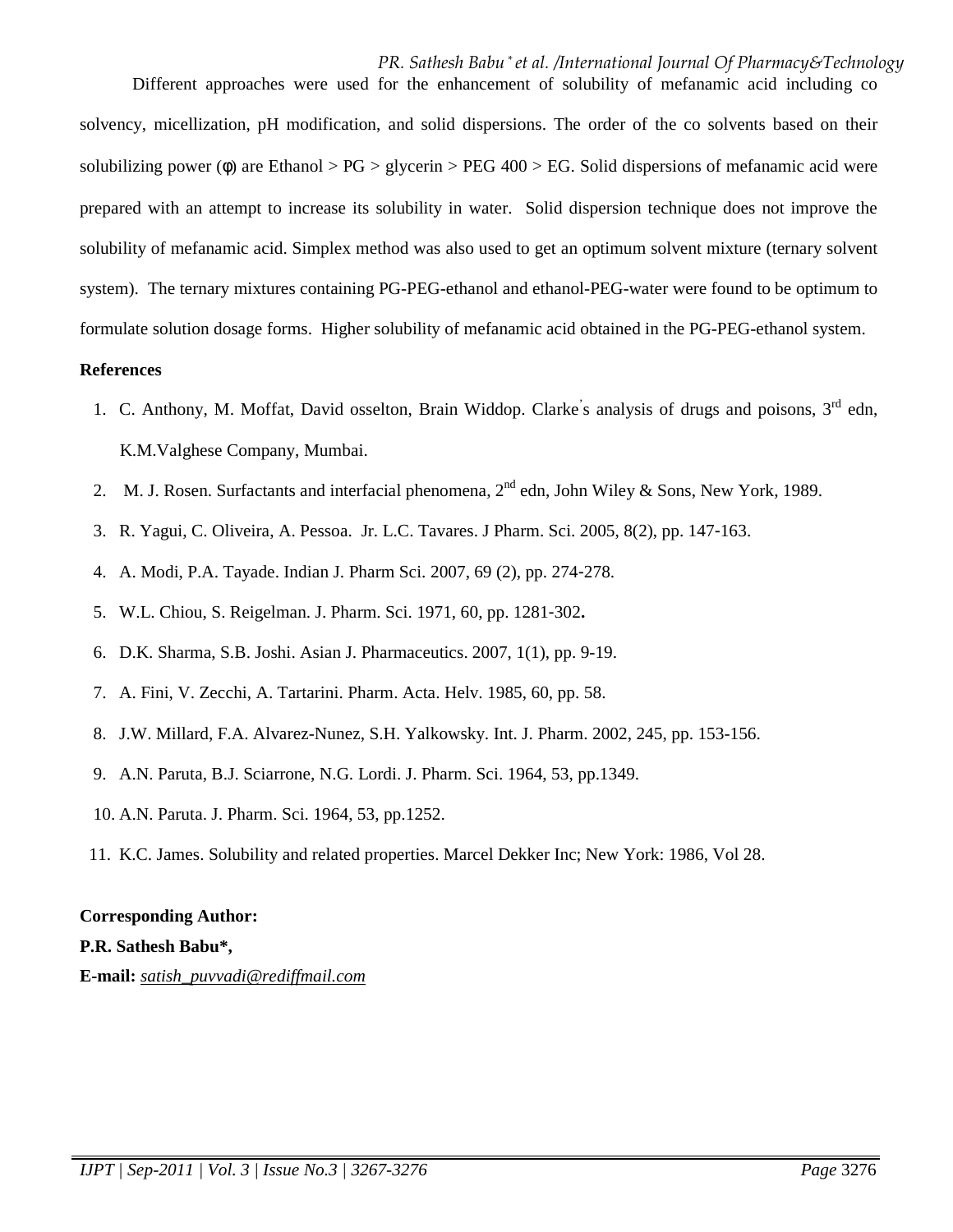Different approaches were used for the enhancement of solubility of mefanamic acid including co solvency, micellization, pH modification, and solid dispersions. The order of the co solvents based on their solubilizing power (φ) are Ethanol > PG > glycerin > PEG 400 > EG. Solid dispersions of mefanamic acid were prepared with an attempt to increase its solubility in water. Solid dispersion technique does not improve the solubility of mefanamic acid. Simplex method was also used to get an optimum solvent mixture (ternary solvent system). The ternary mixtures containing PG-PEG-ethanol and ethanol-PEG-water were found to be optimum to formulate solution dosage forms. Higher solubility of mefanamic acid obtained in the PG-PEG-ethanol system.

**References**

1. C. Anthony, M. Moffat, David osselton, Brain Widdop. Clarke's analysis of drugs and poisons, 3rd edn, K.M.Valghese Company, Mumbai.
2. M. J. Rosen. Surfactants and interfacial phenomena, 2nd edn, John Wiley & Sons, New York, 1989.
3. R. Yagui, C. Oliveira, A. Pessoa. Jr. L.C. Tavares. J Pharm. Sci. 2005, 8(2), pp. 147-163.
4. A. Modi, P.A. Tayade. Indian J. Pharm Sci. 2007, 69 (2), pp. 274-278.
5. W.L. Chiou, S. Reigelman. J. Pharm. Sci. 1971, 60, pp. 1281-302**.**
6. D.K. Sharma, S.B. Joshi. Asian J. Pharmaceutics. 2007, 1(1), pp. 9-19.
7. A. Fini, V. Zecchi, A. Tartarini. Pharm. Acta. Helv. 1985, 60, pp. 58.
8. J.W. Millard, F.A. Alvarez-Nunez, S.H. Yalkowsky. Int. J. Pharm. 2002, 245, pp. 153-156.
9. A.N. Paruta, B.J. Sciarrone, N.G. Lordi. J. Pharm. Sci. 1964, 53, pp.1349.
10. A.N. Paruta. J. Pharm. Sci. 1964, 53, pp.1252.
11. K.C. James. Solubility and related properties. Marcel Dekker Inc; New York: 1986, Vol 28.

**Corresponding Author:**

**P.R. Sathesh Babu\*,**

**E-mail:** *satish_puvvadi@rediffmail.com*